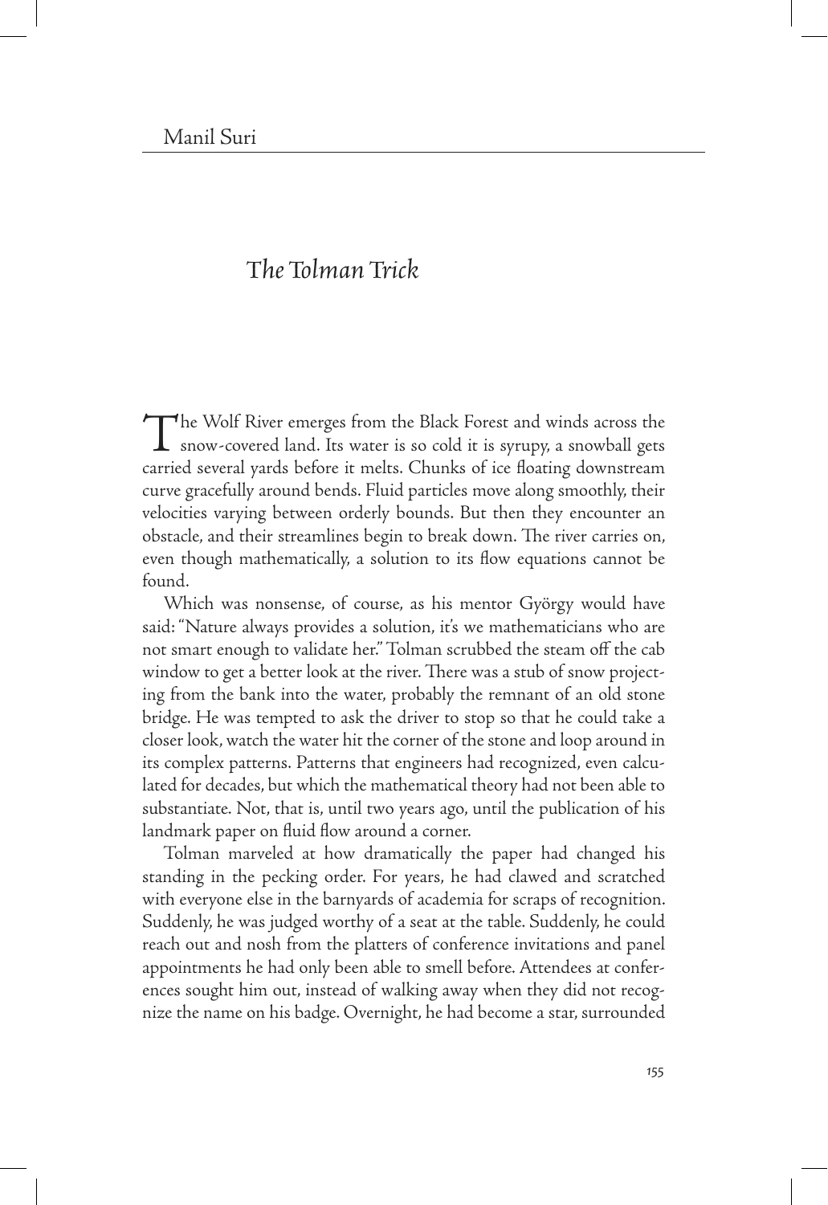Manil Suri

# *The Tolman Trick*

The Wolf River emerges from the Black Forest and winds across the snow-covered land. Its water is so cold it is syrupy, a snowball gets carried several yards before it melts. Chunks of ice floating downstream curve gracefully around bends. Fluid particles move along smoothly, their velocities varying between orderly bounds. But then they encounter an obstacle, and their streamlines begin to break down. The river carries on, even though mathematically, a solution to its flow equations cannot be found.

Which was nonsense, of course, as his mentor György would have said: "Nature always provides a solution, it's we mathematicians who are not smart enough to validate her." Tolman scrubbed the steam off the cab window to get a better look at the river. There was a stub of snow projecting from the bank into the water, probably the remnant of an old stone bridge. He was tempted to ask the driver to stop so that he could take a closer look, watch the water hit the corner of the stone and loop around in its complex patterns. Patterns that engineers had recognized, even calculated for decades, but which the mathematical theory had not been able to substantiate. Not, that is, until two years ago, until the publication of his landmark paper on fluid flow around a corner.

Tolman marveled at how dramatically the paper had changed his standing in the pecking order. For years, he had clawed and scratched with everyone else in the barnyards of academia for scraps of recognition. Suddenly, he was judged worthy of a seat at the table. Suddenly, he could reach out and nosh from the platters of conference invitations and panel appointments he had only been able to smell before. Attendees at conferences sought him out, instead of walking away when they did not recognize the name on his badge. Overnight, he had become a star, surrounded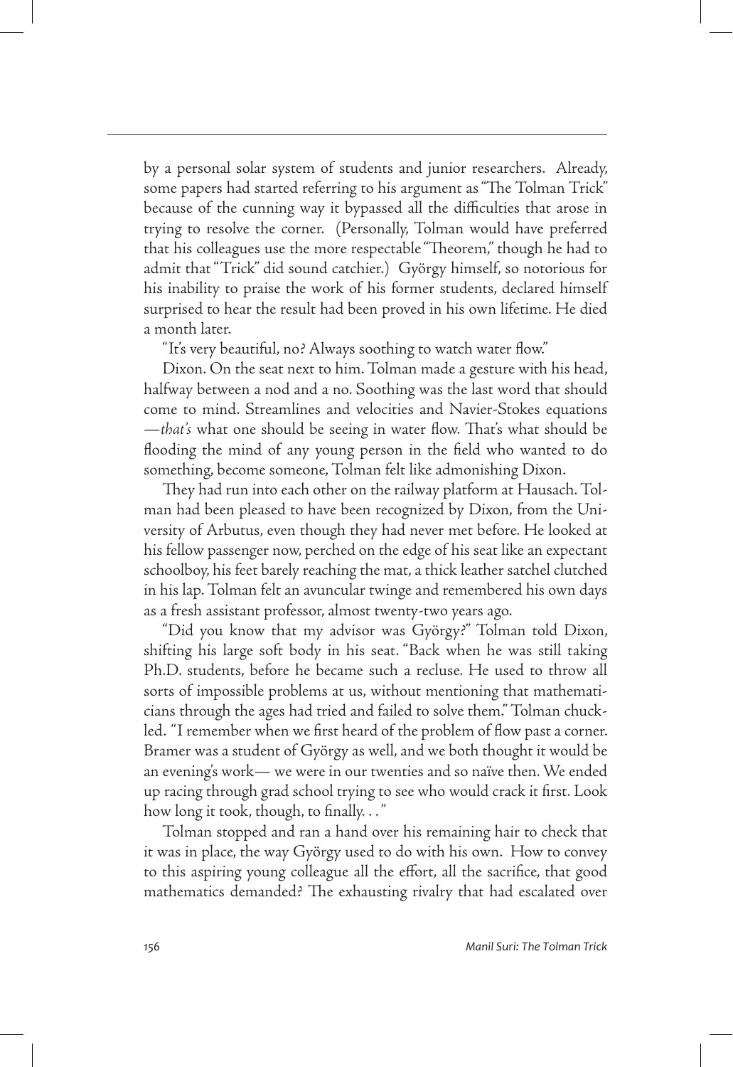by a personal solar system of students and junior researchers. Already, some papers had started referring to his argument as "The Tolman Trick" because of the cunning way it bypassed all the difficulties that arose in trying to resolve the corner. (Personally, Tolman would have preferred that his colleagues use the more respectable "Theorem," though he had to admit that "Trick" did sound catchier.) György himself, so notorious for his inability to praise the work of his former students, declared himself surprised to hear the result had been proved in his own lifetime. He died a month later.

"It's very beautiful, no? Always soothing to watch water flow."

Dixon. On the seat next to him. Tolman made a gesture with his head, halfway between a nod and a no. Soothing was the last word that should come to mind. Streamlines and velocities and Navier-Stokes equations —*that's* what one should be seeing in water flow. That's what should be flooding the mind of any young person in the field who wanted to do something, become someone, Tolman felt like admonishing Dixon.

They had run into each other on the railway platform at Hausach. Tolman had been pleased to have been recognized by Dixon, from the University of Arbutus, even though they had never met before. He looked at his fellow passenger now, perched on the edge of his seat like an expectant schoolboy, his feet barely reaching the mat, a thick leather satchel clutched in his lap. Tolman felt an avuncular twinge and remembered his own days as a fresh assistant professor, almost twenty-two years ago.

"Did you know that my advisor was György?" Tolman told Dixon, shifting his large soft body in his seat. "Back when he was still taking Ph.D. students, before he became such a recluse. He used to throw all sorts of impossible problems at us, without mentioning that mathematicians through the ages had tried and failed to solve them." Tolman chuckled. "I remember when we first heard of the problem of flow past a corner. Bramer was a student of György as well, and we both thought it would be an evening's work— we were in our twenties and so naïve then. We ended up racing through grad school trying to see who would crack it first. Look how long it took, though, to finally. . ."

Tolman stopped and ran a hand over his remaining hair to check that it was in place, the way György used to do with his own. How to convey to this aspiring young colleague all the effort, all the sacrifice, that good mathematics demanded? The exhausting rivalry that had escalated over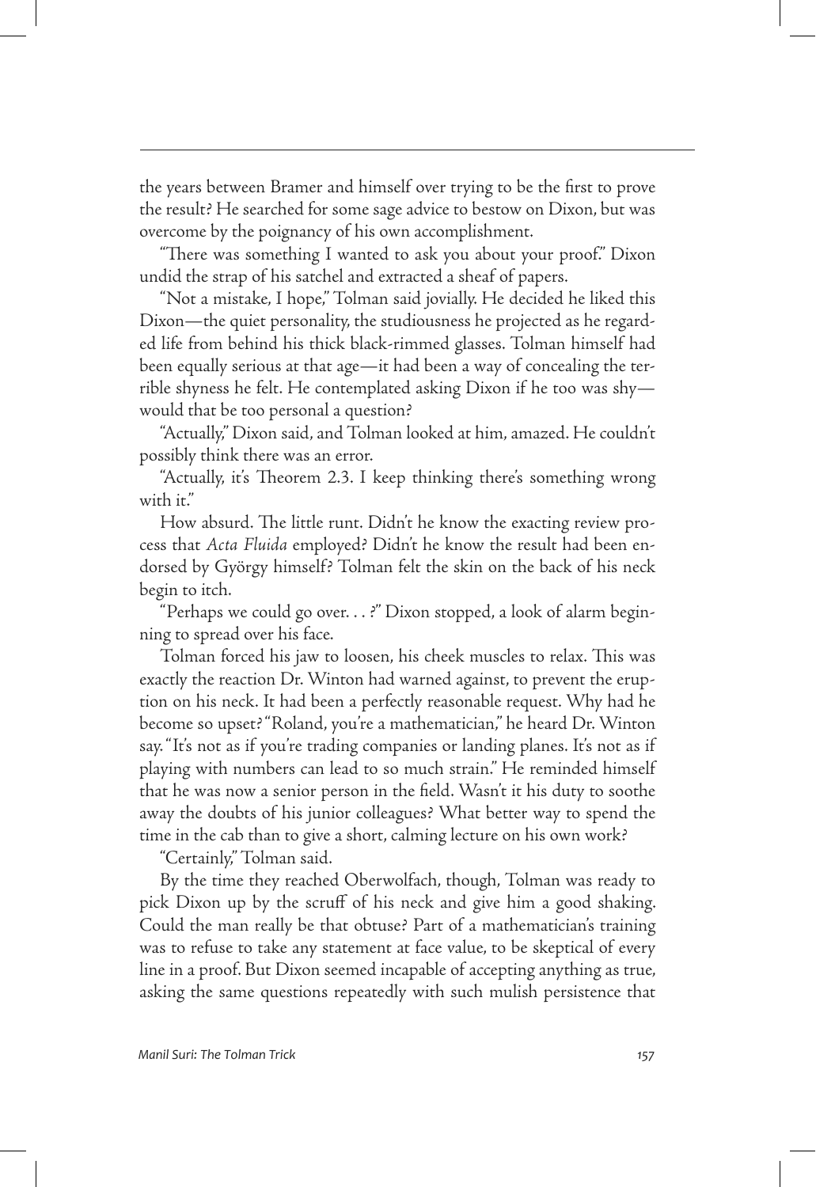the years between Bramer and himself over trying to be the first to prove the result? He searched for some sage advice to bestow on Dixon, but was overcome by the poignancy of his own accomplishment.

"There was something I wanted to ask you about your proof." Dixon undid the strap of his satchel and extracted a sheaf of papers.

"Not a mistake, I hope," Tolman said jovially. He decided he liked this Dixon—the quiet personality, the studiousness he projected as he regarded life from behind his thick black-rimmed glasses. Tolman himself had been equally serious at that age—it had been a way of concealing the terrible shyness he felt. He contemplated asking Dixon if he too was shy—would that be too personal a question?

"Actually," Dixon said, and Tolman looked at him, amazed. He couldn't possibly think there was an error.

"Actually, it's Theorem 2.3. I keep thinking there's something wrong with it."

How absurd. The little runt. Didn't he know the exacting review process that *Acta Fluida* employed? Didn't he know the result had been endorsed by György himself? Tolman felt the skin on the back of his neck begin to itch.

"Perhaps we could go over. . . ?" Dixon stopped, a look of alarm beginning to spread over his face.

Tolman forced his jaw to loosen, his cheek muscles to relax. This was exactly the reaction Dr. Winton had warned against, to prevent the eruption on his neck. It had been a perfectly reasonable request. Why had he become so upset? "Roland, you're a mathematician," he heard Dr. Winton say. "It's not as if you're trading companies or landing planes. It's not as if playing with numbers can lead to so much strain." He reminded himself that he was now a senior person in the field. Wasn't it his duty to soothe away the doubts of his junior colleagues? What better way to spend the time in the cab than to give a short, calming lecture on his own work?

"Certainly," Tolman said.

By the time they reached Oberwolfach, though, Tolman was ready to pick Dixon up by the scruff of his neck and give him a good shaking. Could the man really be that obtuse? Part of a mathematician's training was to refuse to take any statement at face value, to be skeptical of every line in a proof. But Dixon seemed incapable of accepting anything as true, asking the same questions repeatedly with such mulish persistence that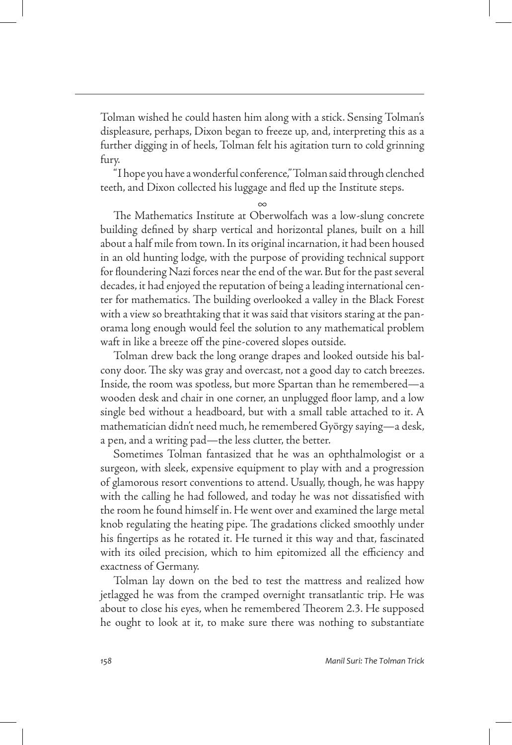Tolman wished he could hasten him along with a stick. Sensing Tolman's displeasure, perhaps, Dixon began to freeze up, and, interpreting this as a further digging in of heels, Tolman felt his agitation turn to cold grinning fury.

"I hope you have a wonderful conference," Tolman said through clenched teeth, and Dixon collected his luggage and fled up the Institute steps.

∞

The Mathematics Institute at Oberwolfach was a low-slung concrete building defined by sharp vertical and horizontal planes, built on a hill about a half mile from town. In its original incarnation, it had been housed in an old hunting lodge, with the purpose of providing technical support for floundering Nazi forces near the end of the war. But for the past several decades, it had enjoyed the reputation of being a leading international center for mathematics. The building overlooked a valley in the Black Forest with a view so breathtaking that it was said that visitors staring at the panorama long enough would feel the solution to any mathematical problem waft in like a breeze off the pine-covered slopes outside.

Tolman drew back the long orange drapes and looked outside his balcony door. The sky was gray and overcast, not a good day to catch breezes. Inside, the room was spotless, but more Spartan than he remembered—a wooden desk and chair in one corner, an unplugged floor lamp, and a low single bed without a headboard, but with a small table attached to it. A mathematician didn't need much, he remembered György saying—a desk, a pen, and a writing pad—the less clutter, the better.

Sometimes Tolman fantasized that he was an ophthalmologist or a surgeon, with sleek, expensive equipment to play with and a progression of glamorous resort conventions to attend. Usually, though, he was happy with the calling he had followed, and today he was not dissatisfied with the room he found himself in. He went over and examined the large metal knob regulating the heating pipe. The gradations clicked smoothly under his fingertips as he rotated it. He turned it this way and that, fascinated with its oiled precision, which to him epitomized all the efficiency and exactness of Germany.

Tolman lay down on the bed to test the mattress and realized how jetlagged he was from the cramped overnight transatlantic trip. He was about to close his eyes, when he remembered Theorem 2.3. He supposed he ought to look at it, to make sure there was nothing to substantiate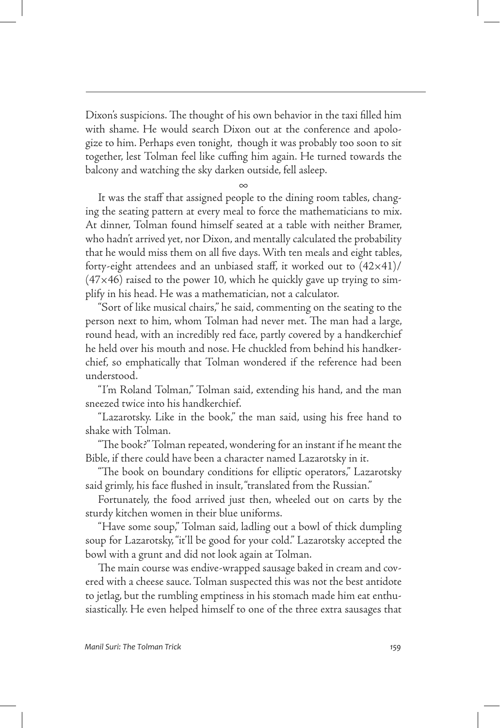Dixon's suspicions. The thought of his own behavior in the taxi filled him with shame. He would search Dixon out at the conference and apologize to him. Perhaps even tonight, though it was probably too soon to sit together, lest Tolman feel like cuffing him again. He turned towards the balcony and watching the sky darken outside, fell asleep.

$\infty$

It was the staff that assigned people to the dining room tables, changing the seating pattern at every meal to force the mathematicians to mix. At dinner, Tolman found himself seated at a table with neither Bramer, who hadn't arrived yet, nor Dixon, and mentally calculated the probability that he would miss them on all five days. With ten meals and eight tables, forty-eight attendees and an unbiased staff, it worked out to $(42\times41)/(47\times46)$ raised to the power 10, which he quickly gave up trying to simplify in his head. He was a mathematician, not a calculator.

"Sort of like musical chairs," he said, commenting on the seating to the person next to him, whom Tolman had never met. The man had a large, round head, with an incredibly red face, partly covered by a handkerchief he held over his mouth and nose. He chuckled from behind his handkerchief, so emphatically that Tolman wondered if the reference had been understood.

"I'm Roland Tolman," Tolman said, extending his hand, and the man sneezed twice into his handkerchief.

"Lazarotsky. Like in the book," the man said, using his free hand to shake with Tolman.

"The book?" Tolman repeated, wondering for an instant if he meant the Bible, if there could have been a character named Lazarotsky in it.

"The book on boundary conditions for elliptic operators," Lazarotsky said grimly, his face flushed in insult, "translated from the Russian."

Fortunately, the food arrived just then, wheeled out on carts by the sturdy kitchen women in their blue uniforms.

"Have some soup," Tolman said, ladling out a bowl of thick dumpling soup for Lazarotsky, "it'll be good for your cold." Lazarotsky accepted the bowl with a grunt and did not look again at Tolman.

The main course was endive-wrapped sausage baked in cream and covered with a cheese sauce. Tolman suspected this was not the best antidote to jetlag, but the rumbling emptiness in his stomach made him eat enthusiastically. He even helped himself to one of the three extra sausages that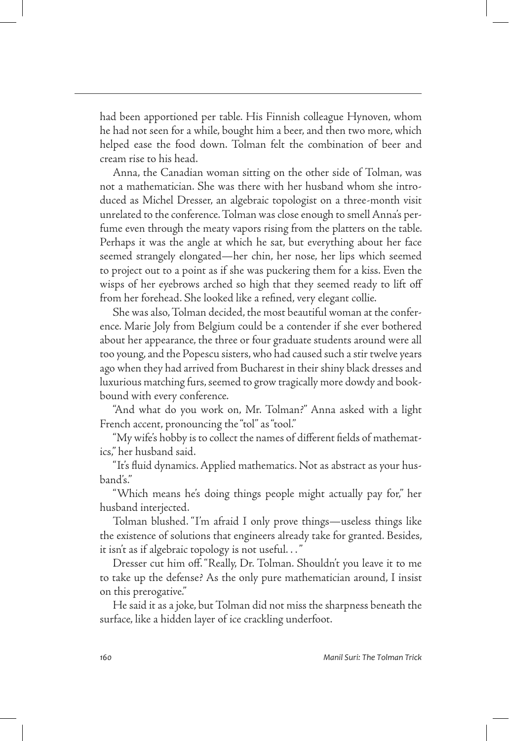had been apportioned per table. His Finnish colleague Hynoven, whom he had not seen for a while, bought him a beer, and then two more, which helped ease the food down. Tolman felt the combination of beer and cream rise to his head.

Anna, the Canadian woman sitting on the other side of Tolman, was not a mathematician. She was there with her husband whom she introduced as Michel Dresser, an algebraic topologist on a three-month visit unrelated to the conference. Tolman was close enough to smell Anna's perfume even through the meaty vapors rising from the platters on the table. Perhaps it was the angle at which he sat, but everything about her face seemed strangely elongated—her chin, her nose, her lips which seemed to project out to a point as if she was puckering them for a kiss. Even the wisps of her eyebrows arched so high that they seemed ready to lift off from her forehead. She looked like a refined, very elegant collie.

She was also, Tolman decided, the most beautiful woman at the conference. Marie Joly from Belgium could be a contender if she ever bothered about her appearance, the three or four graduate students around were all too young, and the Popescu sisters, who had caused such a stir twelve years ago when they had arrived from Bucharest in their shiny black dresses and luxurious matching furs, seemed to grow tragically more dowdy and bookbound with every conference.

"And what do you work on, Mr. Tolman?" Anna asked with a light French accent, pronouncing the "tol" as "tool."

"My wife's hobby is to collect the names of different fields of mathematics," her husband said.

"It's fluid dynamics. Applied mathematics. Not as abstract as your husband's."

"Which means he's doing things people might actually pay for," her husband interjected.

Tolman blushed. "I'm afraid I only prove things—useless things like the existence of solutions that engineers already take for granted. Besides, it isn't as if algebraic topology is not useful. . ."

Dresser cut him off. "Really, Dr. Tolman. Shouldn't you leave it to me to take up the defense? As the only pure mathematician around, I insist on this prerogative."

He said it as a joke, but Tolman did not miss the sharpness beneath the surface, like a hidden layer of ice crackling underfoot.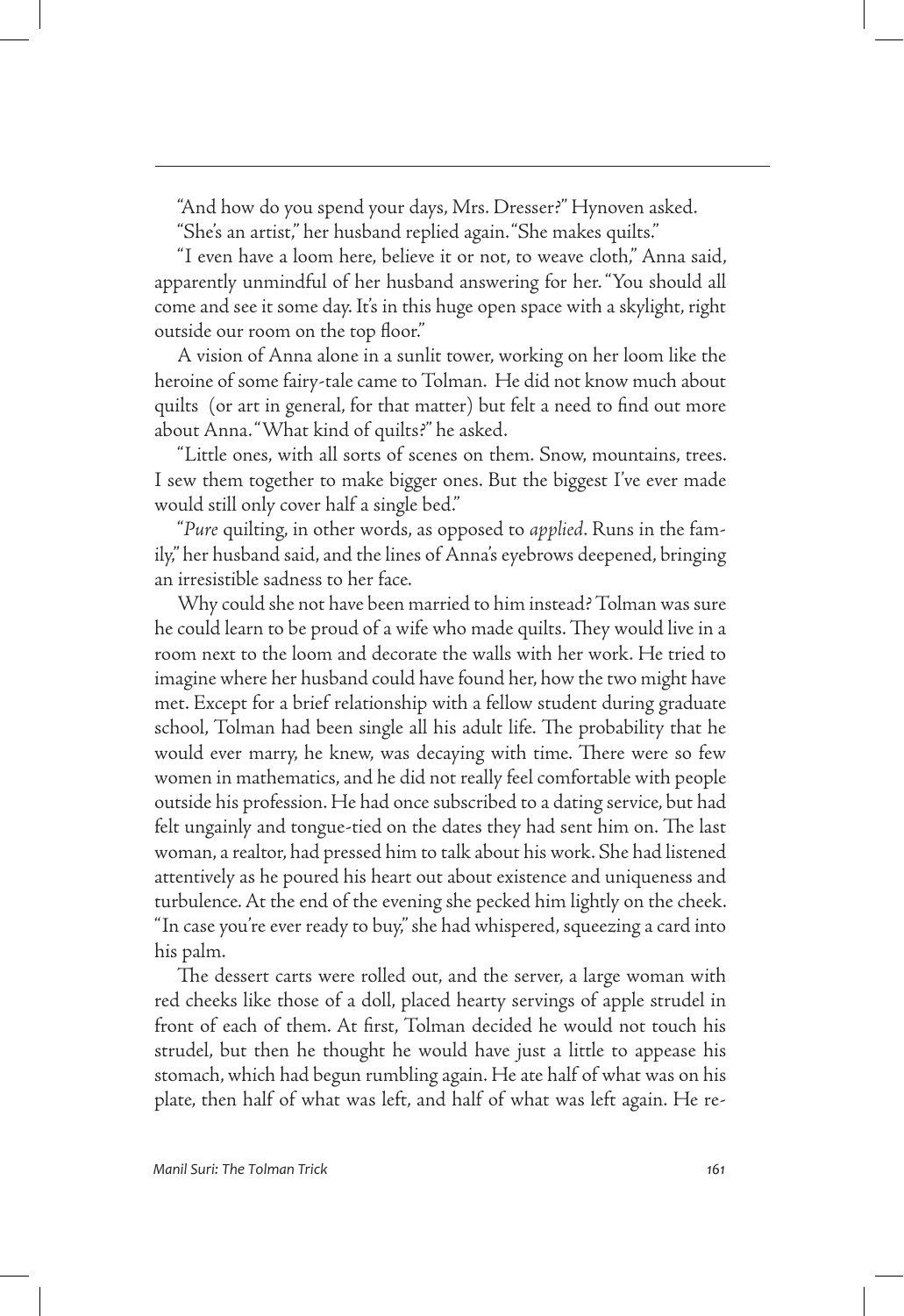"And how do you spend your days, Mrs. Dresser?" Hynoven asked.

"She's an artist," her husband replied again. "She makes quilts."

"I even have a loom here, believe it or not, to weave cloth," Anna said, apparently unmindful of her husband answering for her. "You should all come and see it some day. It's in this huge open space with a skylight, right outside our room on the top floor."

A vision of Anna alone in a sunlit tower, working on her loom like the heroine of some fairy-tale came to Tolman. He did not know much about quilts (or art in general, for that matter) but felt a need to find out more about Anna. "What kind of quilts?" he asked.

"Little ones, with all sorts of scenes on them. Snow, mountains, trees. I sew them together to make bigger ones. But the biggest I've ever made would still only cover half a single bed."

"*Pure* quilting, in other words, as opposed to *applied*. Runs in the family," her husband said, and the lines of Anna's eyebrows deepened, bringing an irresistible sadness to her face.

Why could she not have been married to him instead? Tolman was sure he could learn to be proud of a wife who made quilts. They would live in a room next to the loom and decorate the walls with her work. He tried to imagine where her husband could have found her, how the two might have met. Except for a brief relationship with a fellow student during graduate school, Tolman had been single all his adult life. The probability that he would ever marry, he knew, was decaying with time. There were so few women in mathematics, and he did not really feel comfortable with people outside his profession. He had once subscribed to a dating service, but had felt ungainly and tongue-tied on the dates they had sent him on. The last woman, a realtor, had pressed him to talk about his work. She had listened attentively as he poured his heart out about existence and uniqueness and turbulence. At the end of the evening she pecked him lightly on the cheek. "In case you're ever ready to buy," she had whispered, squeezing a card into his palm.

The dessert carts were rolled out, and the server, a large woman with red cheeks like those of a doll, placed hearty servings of apple strudel in front of each of them. At first, Tolman decided he would not touch his strudel, but then he thought he would have just a little to appease his stomach, which had begun rumbling again. He ate half of what was on his plate, then half of what was left, and half of what was left again. He re-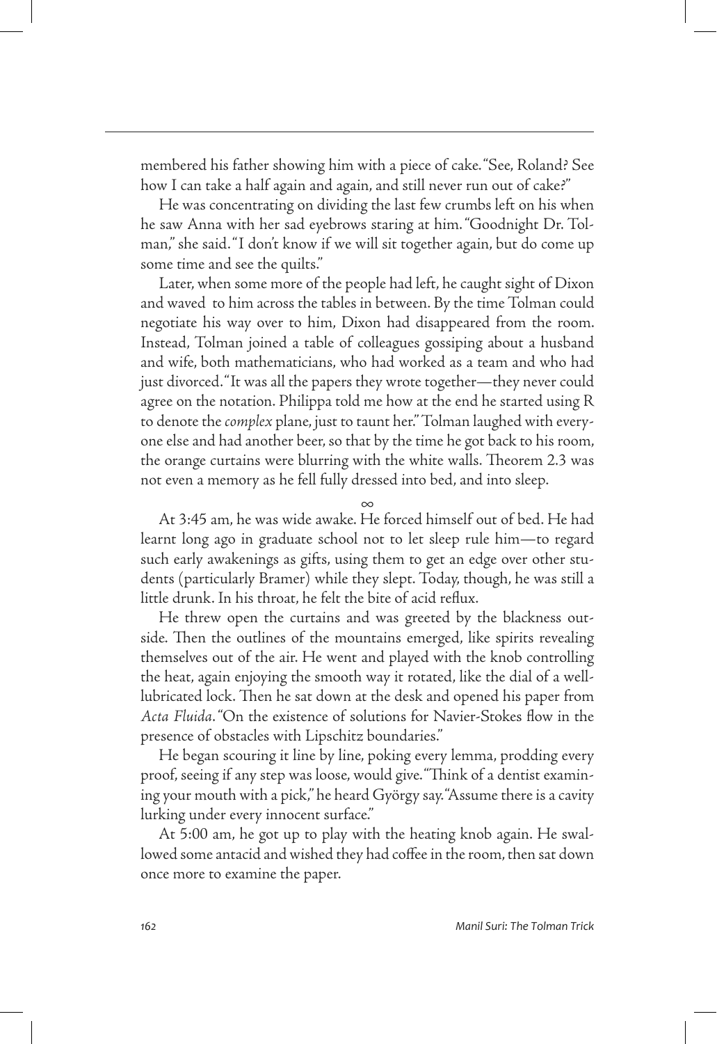membered his father showing him with a piece of cake. "See, Roland? See how I can take a half again and again, and still never run out of cake?"

He was concentrating on dividing the last few crumbs left on his when he saw Anna with her sad eyebrows staring at him. "Goodnight Dr. Tolman," she said. "I don't know if we will sit together again, but do come up some time and see the quilts."

Later, when some more of the people had left, he caught sight of Dixon and waved to him across the tables in between. By the time Tolman could negotiate his way over to him, Dixon had disappeared from the room. Instead, Tolman joined a table of colleagues gossiping about a husband and wife, both mathematicians, who had worked as a team and who had just divorced. "It was all the papers they wrote together—they never could agree on the notation. Philippa told me how at the end he started using R to denote the *complex* plane, just to taunt her." Tolman laughed with everyone else and had another beer, so that by the time he got back to his room, the orange curtains were blurring with the white walls. Theorem 2.3 was not even a memory as he fell fully dressed into bed, and into sleep.

∞

At 3:45 am, he was wide awake. He forced himself out of bed. He had learnt long ago in graduate school not to let sleep rule him—to regard such early awakenings as gifts, using them to get an edge over other students (particularly Bramer) while they slept. Today, though, he was still a little drunk. In his throat, he felt the bite of acid reflux.

He threw open the curtains and was greeted by the blackness outside. Then the outlines of the mountains emerged, like spirits revealing themselves out of the air. He went and played with the knob controlling the heat, again enjoying the smooth way it rotated, like the dial of a well-lubricated lock. Then he sat down at the desk and opened his paper from *Acta Fluida*. "On the existence of solutions for Navier-Stokes flow in the presence of obstacles with Lipschitz boundaries."

He began scouring it line by line, poking every lemma, prodding every proof, seeing if any step was loose, would give. "Think of a dentist examining your mouth with a pick," he heard György say. "Assume there is a cavity lurking under every innocent surface."

At 5:00 am, he got up to play with the heating knob again. He swallowed some antacid and wished they had coffee in the room, then sat down once more to examine the paper.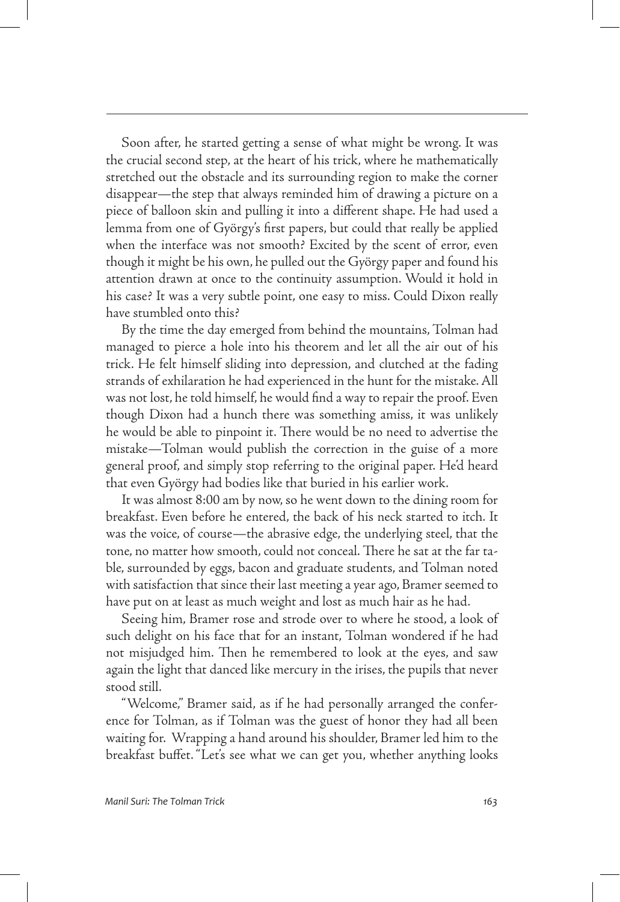Soon after, he started getting a sense of what might be wrong. It was the crucial second step, at the heart of his trick, where he mathematically stretched out the obstacle and its surrounding region to make the corner disappear—the step that always reminded him of drawing a picture on a piece of balloon skin and pulling it into a different shape. He had used a lemma from one of György's first papers, but could that really be applied when the interface was not smooth? Excited by the scent of error, even though it might be his own, he pulled out the György paper and found his attention drawn at once to the continuity assumption. Would it hold in his case? It was a very subtle point, one easy to miss. Could Dixon really have stumbled onto this?

By the time the day emerged from behind the mountains, Tolman had managed to pierce a hole into his theorem and let all the air out of his trick. He felt himself sliding into depression, and clutched at the fading strands of exhilaration he had experienced in the hunt for the mistake. All was not lost, he told himself, he would find a way to repair the proof. Even though Dixon had a hunch there was something amiss, it was unlikely he would be able to pinpoint it. There would be no need to advertise the mistake—Tolman would publish the correction in the guise of a more general proof, and simply stop referring to the original paper. He'd heard that even György had bodies like that buried in his earlier work.

It was almost 8:00 am by now, so he went down to the dining room for breakfast. Even before he entered, the back of his neck started to itch. It was the voice, of course—the abrasive edge, the underlying steel, that the tone, no matter how smooth, could not conceal. There he sat at the far table, surrounded by eggs, bacon and graduate students, and Tolman noted with satisfaction that since their last meeting a year ago, Bramer seemed to have put on at least as much weight and lost as much hair as he had.

Seeing him, Bramer rose and strode over to where he stood, a look of such delight on his face that for an instant, Tolman wondered if he had not misjudged him. Then he remembered to look at the eyes, and saw again the light that danced like mercury in the irises, the pupils that never stood still.

"Welcome," Bramer said, as if he had personally arranged the conference for Tolman, as if Tolman was the guest of honor they had all been waiting for. Wrapping a hand around his shoulder, Bramer led him to the breakfast buffet. "Let's see what we can get you, whether anything looks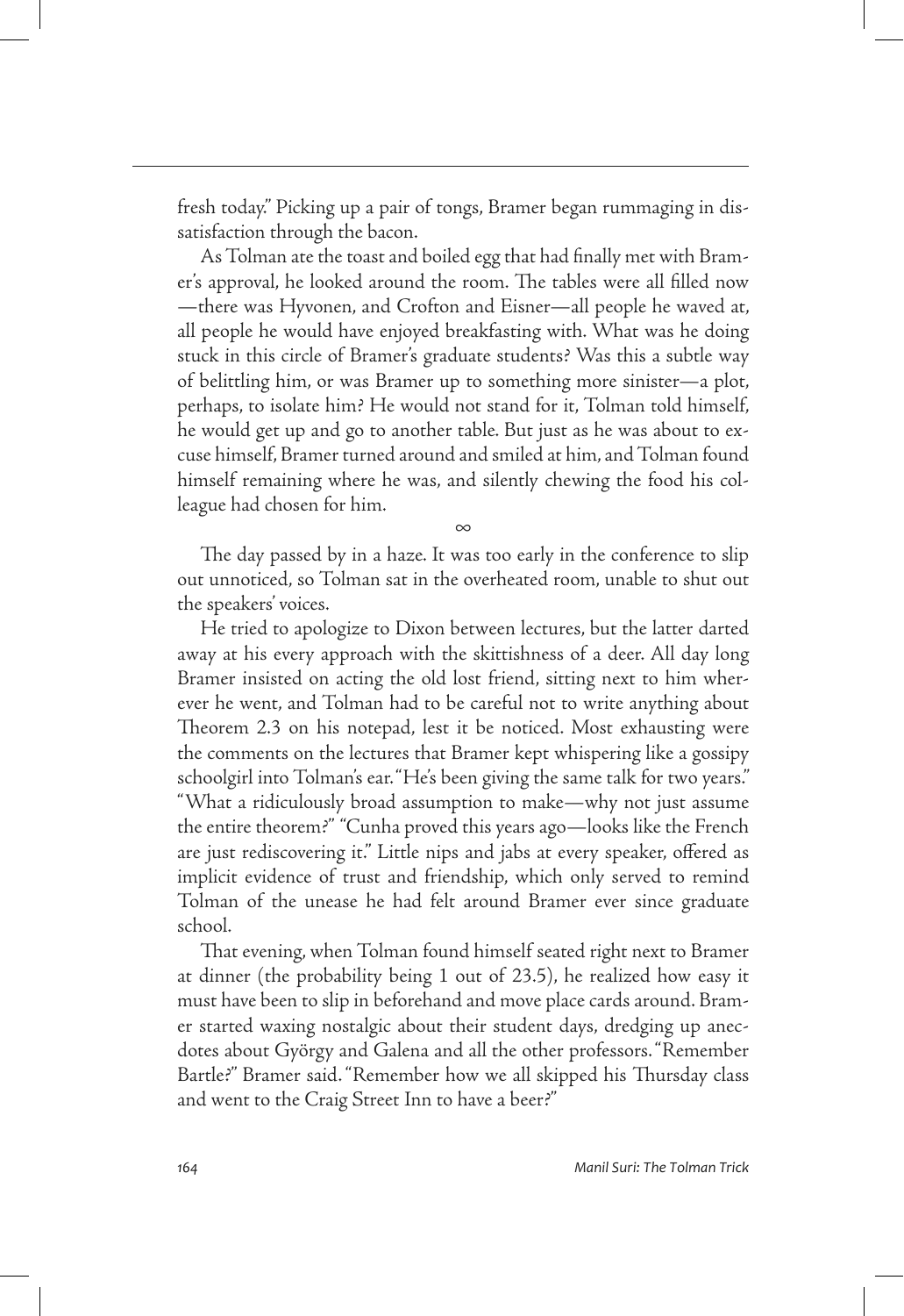fresh today." Picking up a pair of tongs, Bramer began rummaging in dissatisfaction through the bacon.

As Tolman ate the toast and boiled egg that had finally met with Bramer's approval, he looked around the room. The tables were all filled now—there was Hyvonen, and Crofton and Eisner—all people he waved at, all people he would have enjoyed breakfasting with. What was he doing stuck in this circle of Bramer's graduate students? Was this a subtle way of belittling him, or was Bramer up to something more sinister—a plot, perhaps, to isolate him? He would not stand for it, Tolman told himself, he would get up and go to another table. But just as he was about to excuse himself, Bramer turned around and smiled at him, and Tolman found himself remaining where he was, and silently chewing the food his colleague had chosen for him.

∞

The day passed by in a haze. It was too early in the conference to slip out unnoticed, so Tolman sat in the overheated room, unable to shut out the speakers' voices.

He tried to apologize to Dixon between lectures, but the latter darted away at his every approach with the skittishness of a deer. All day long Bramer insisted on acting the old lost friend, sitting next to him wherever he went, and Tolman had to be careful not to write anything about Theorem 2.3 on his notepad, lest it be noticed. Most exhausting were the comments on the lectures that Bramer kept whispering like a gossipy schoolgirl into Tolman's ear. "He's been giving the same talk for two years." "What a ridiculously broad assumption to make—why not just assume the entire theorem?" "Cunha proved this years ago—looks like the French are just rediscovering it." Little nips and jabs at every speaker, offered as implicit evidence of trust and friendship, which only served to remind Tolman of the unease he had felt around Bramer ever since graduate school.

That evening, when Tolman found himself seated right next to Bramer at dinner (the probability being 1 out of 23.5), he realized how easy it must have been to slip in beforehand and move place cards around. Bramer started waxing nostalgic about their student days, dredging up anecdotes about György and Galena and all the other professors. "Remember Bartle?" Bramer said. "Remember how we all skipped his Thursday class and went to the Craig Street Inn to have a beer?"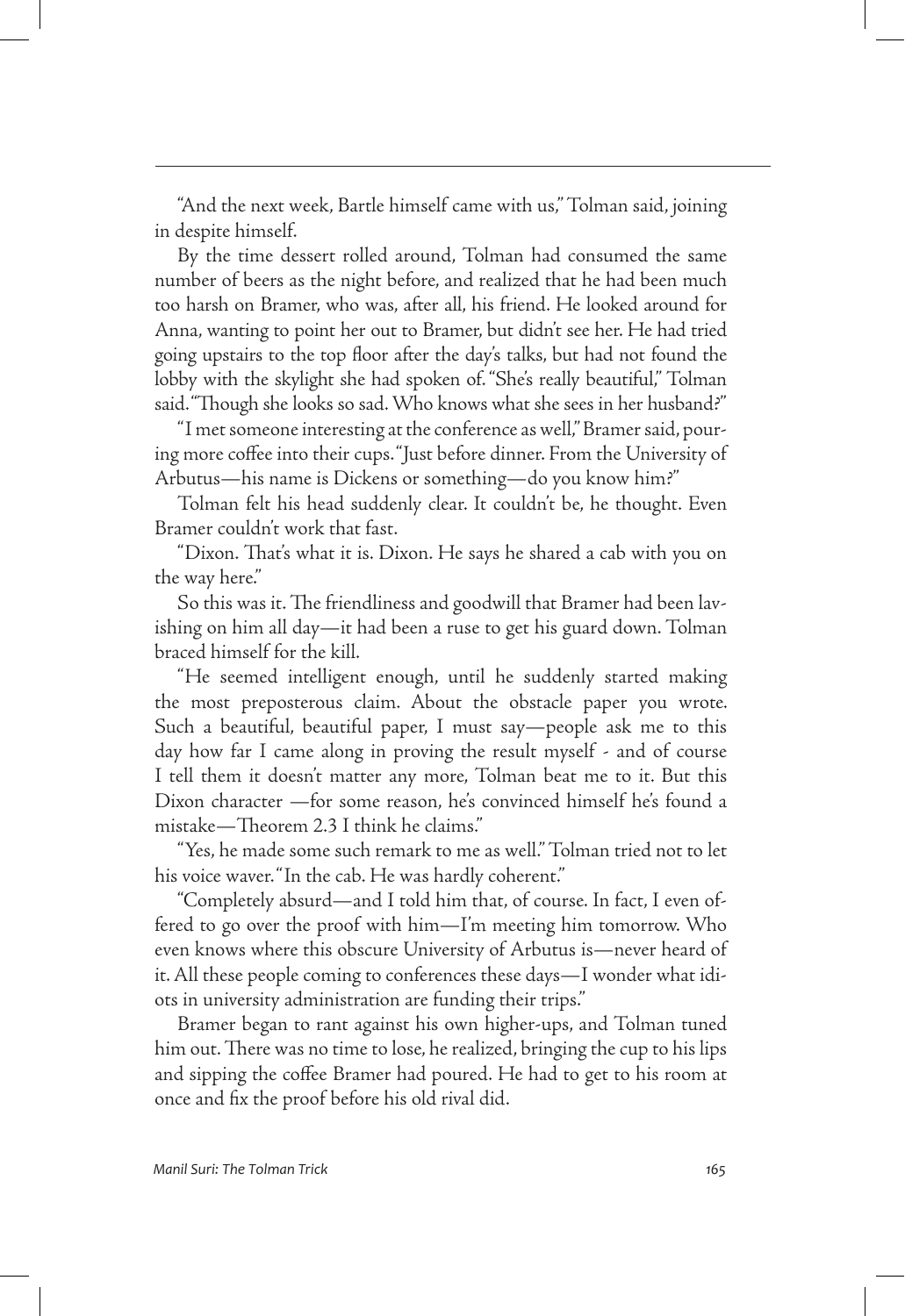"And the next week, Bartle himself came with us," Tolman said, joining in despite himself.

By the time dessert rolled around, Tolman had consumed the same number of beers as the night before, and realized that he had been much too harsh on Bramer, who was, after all, his friend. He looked around for Anna, wanting to point her out to Bramer, but didn't see her. He had tried going upstairs to the top floor after the day's talks, but had not found the lobby with the skylight she had spoken of. "She's really beautiful," Tolman said. "Though she looks so sad. Who knows what she sees in her husband?"

"I met someone interesting at the conference as well," Bramer said, pouring more coffee into their cups. "Just before dinner. From the University of Arbutus—his name is Dickens or something—do you know him?"

Tolman felt his head suddenly clear. It couldn't be, he thought. Even Bramer couldn't work that fast.

"Dixon. That's what it is. Dixon. He says he shared a cab with you on the way here."

So this was it. The friendliness and goodwill that Bramer had been lavishing on him all day—it had been a ruse to get his guard down. Tolman braced himself for the kill.

"He seemed intelligent enough, until he suddenly started making the most preposterous claim. About the obstacle paper you wrote. Such a beautiful, beautiful paper, I must say—people ask me to this day how far I came along in proving the result myself - and of course I tell them it doesn't matter any more, Tolman beat me to it. But this Dixon character —for some reason, he's convinced himself he's found a mistake—Theorem 2.3 I think he claims."

"Yes, he made some such remark to me as well." Tolman tried not to let his voice waver. "In the cab. He was hardly coherent."

"Completely absurd—and I told him that, of course. In fact, I even offered to go over the proof with him—I'm meeting him tomorrow. Who even knows where this obscure University of Arbutus is—never heard of it. All these people coming to conferences these days—I wonder what idiots in university administration are funding their trips."

Bramer began to rant against his own higher-ups, and Tolman tuned him out. There was no time to lose, he realized, bringing the cup to his lips and sipping the coffee Bramer had poured. He had to get to his room at once and fix the proof before his old rival did.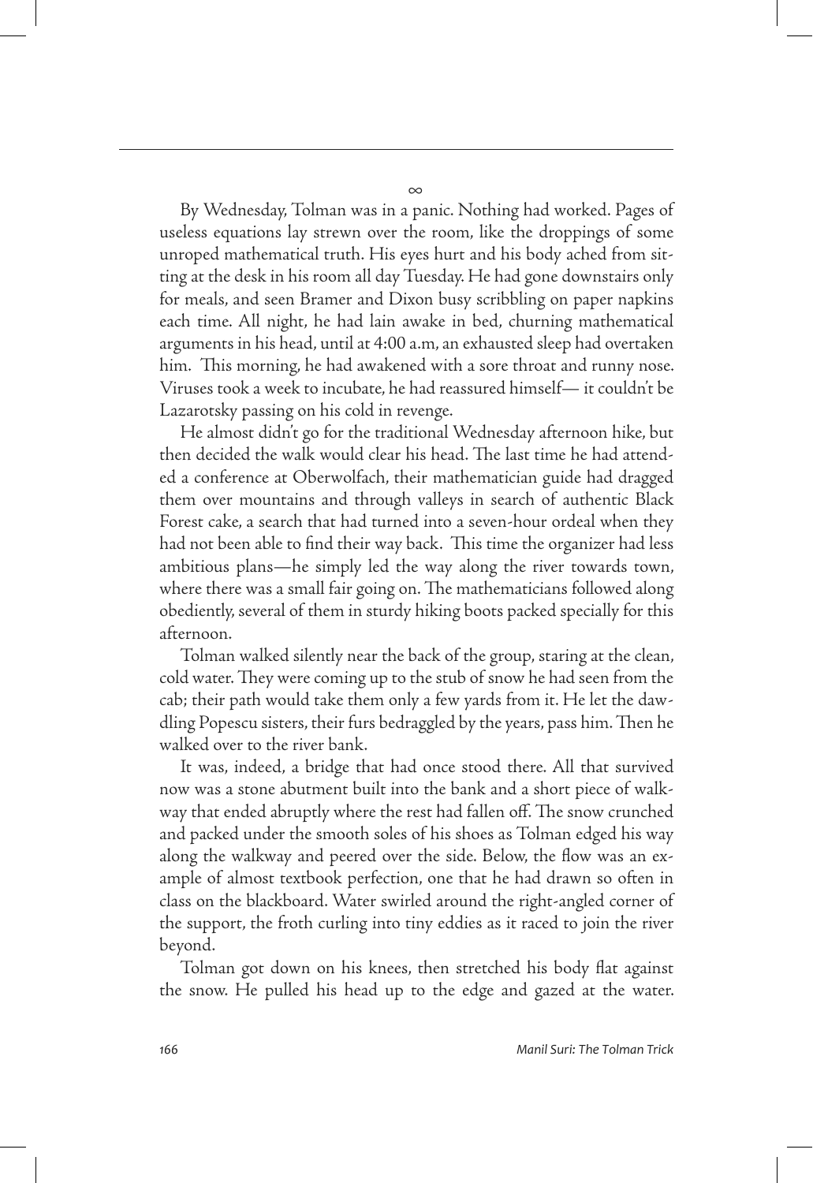∞

By Wednesday, Tolman was in a panic. Nothing had worked. Pages of useless equations lay strewn over the room, like the droppings of some unroped mathematical truth. His eyes hurt and his body ached from sitting at the desk in his room all day Tuesday. He had gone downstairs only for meals, and seen Bramer and Dixon busy scribbling on paper napkins each time. All night, he had lain awake in bed, churning mathematical arguments in his head, until at 4:00 a.m, an exhausted sleep had overtaken him. This morning, he had awakened with a sore throat and runny nose. Viruses took a week to incubate, he had reassured himself— it couldn't be Lazarotsky passing on his cold in revenge.

He almost didn't go for the traditional Wednesday afternoon hike, but then decided the walk would clear his head. The last time he had attended a conference at Oberwolfach, their mathematician guide had dragged them over mountains and through valleys in search of authentic Black Forest cake, a search that had turned into a seven-hour ordeal when they had not been able to find their way back. This time the organizer had less ambitious plans—he simply led the way along the river towards town, where there was a small fair going on. The mathematicians followed along obediently, several of them in sturdy hiking boots packed specially for this afternoon.

Tolman walked silently near the back of the group, staring at the clean, cold water. They were coming up to the stub of snow he had seen from the cab; their path would take them only a few yards from it. He let the dawdling Popescu sisters, their furs bedraggled by the years, pass him. Then he walked over to the river bank.

It was, indeed, a bridge that had once stood there. All that survived now was a stone abutment built into the bank and a short piece of walkway that ended abruptly where the rest had fallen off. The snow crunched and packed under the smooth soles of his shoes as Tolman edged his way along the walkway and peered over the side. Below, the flow was an example of almost textbook perfection, one that he had drawn so often in class on the blackboard. Water swirled around the right-angled corner of the support, the froth curling into tiny eddies as it raced to join the river beyond.

Tolman got down on his knees, then stretched his body flat against the snow. He pulled his head up to the edge and gazed at the water.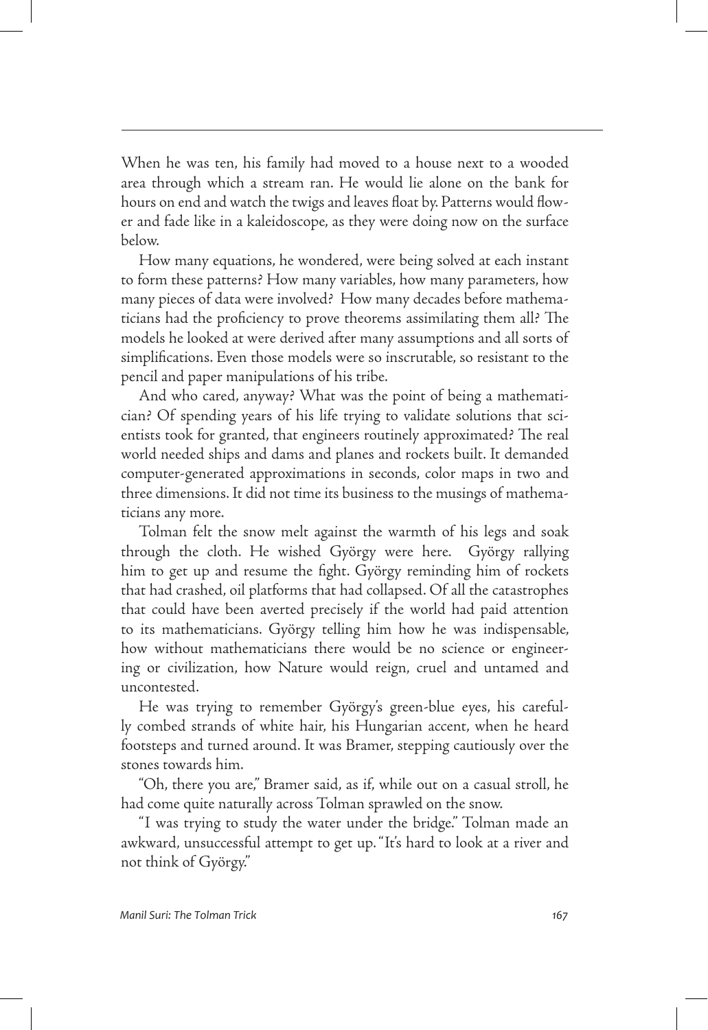When he was ten, his family had moved to a house next to a wooded area through which a stream ran. He would lie alone on the bank for hours on end and watch the twigs and leaves float by. Patterns would flower and fade like in a kaleidoscope, as they were doing now on the surface below.

How many equations, he wondered, were being solved at each instant to form these patterns? How many variables, how many parameters, how many pieces of data were involved? How many decades before mathematicians had the proficiency to prove theorems assimilating them all? The models he looked at were derived after many assumptions and all sorts of simplifications. Even those models were so inscrutable, so resistant to the pencil and paper manipulations of his tribe.

And who cared, anyway? What was the point of being a mathematician? Of spending years of his life trying to validate solutions that scientists took for granted, that engineers routinely approximated? The real world needed ships and dams and planes and rockets built. It demanded computer-generated approximations in seconds, color maps in two and three dimensions. It did not time its business to the musings of mathematicians any more.

Tolman felt the snow melt against the warmth of his legs and soak through the cloth. He wished György were here. György rallying him to get up and resume the fight. György reminding him of rockets that had crashed, oil platforms that had collapsed. Of all the catastrophes that could have been averted precisely if the world had paid attention to its mathematicians. György telling him how he was indispensable, how without mathematicians there would be no science or engineering or civilization, how Nature would reign, cruel and untamed and uncontested.

He was trying to remember György's green-blue eyes, his carefully combed strands of white hair, his Hungarian accent, when he heard footsteps and turned around. It was Bramer, stepping cautiously over the stones towards him.

"Oh, there you are," Bramer said, as if, while out on a casual stroll, he had come quite naturally across Tolman sprawled on the snow.

"I was trying to study the water under the bridge." Tolman made an awkward, unsuccessful attempt to get up. "It's hard to look at a river and not think of György."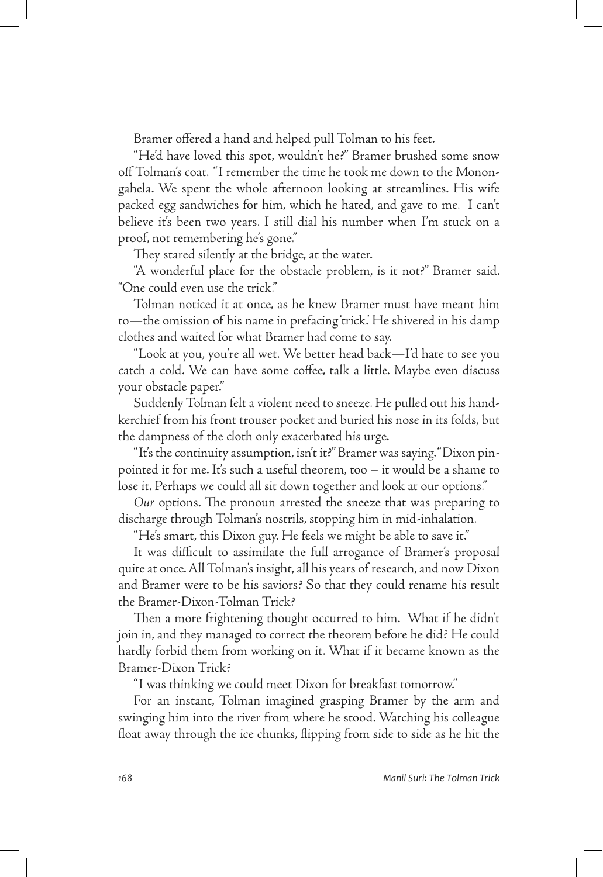Bramer offered a hand and helped pull Tolman to his feet.

"He'd have loved this spot, wouldn't he?" Bramer brushed some snow off Tolman's coat. "I remember the time he took me down to the Monongahela. We spent the whole afternoon looking at streamlines. His wife packed egg sandwiches for him, which he hated, and gave to me. I can't believe it's been two years. I still dial his number when I'm stuck on a proof, not remembering he's gone."

They stared silently at the bridge, at the water.

"A wonderful place for the obstacle problem, is it not?" Bramer said. "One could even use the trick."

Tolman noticed it at once, as he knew Bramer must have meant him to—the omission of his name in prefacing 'trick.' He shivered in his damp clothes and waited for what Bramer had come to say.

"Look at you, you're all wet. We better head back—I'd hate to see you catch a cold. We can have some coffee, talk a little. Maybe even discuss your obstacle paper."

Suddenly Tolman felt a violent need to sneeze. He pulled out his handkerchief from his front trouser pocket and buried his nose in its folds, but the dampness of the cloth only exacerbated his urge.

"It's the continuity assumption, isn't it?" Bramer was saying. "Dixon pinpointed it for me. It's such a useful theorem, too – it would be a shame to lose it. Perhaps we could all sit down together and look at our options."

*Our* options. The pronoun arrested the sneeze that was preparing to discharge through Tolman's nostrils, stopping him in mid-inhalation.

"He's smart, this Dixon guy. He feels we might be able to save it."

It was difficult to assimilate the full arrogance of Bramer's proposal quite at once. All Tolman's insight, all his years of research, and now Dixon and Bramer were to be his saviors? So that they could rename his result the Bramer-Dixon-Tolman Trick?

Then a more frightening thought occurred to him. What if he didn't join in, and they managed to correct the theorem before he did? He could hardly forbid them from working on it. What if it became known as the Bramer-Dixon Trick?

"I was thinking we could meet Dixon for breakfast tomorrow."

For an instant, Tolman imagined grasping Bramer by the arm and swinging him into the river from where he stood. Watching his colleague float away through the ice chunks, flipping from side to side as he hit the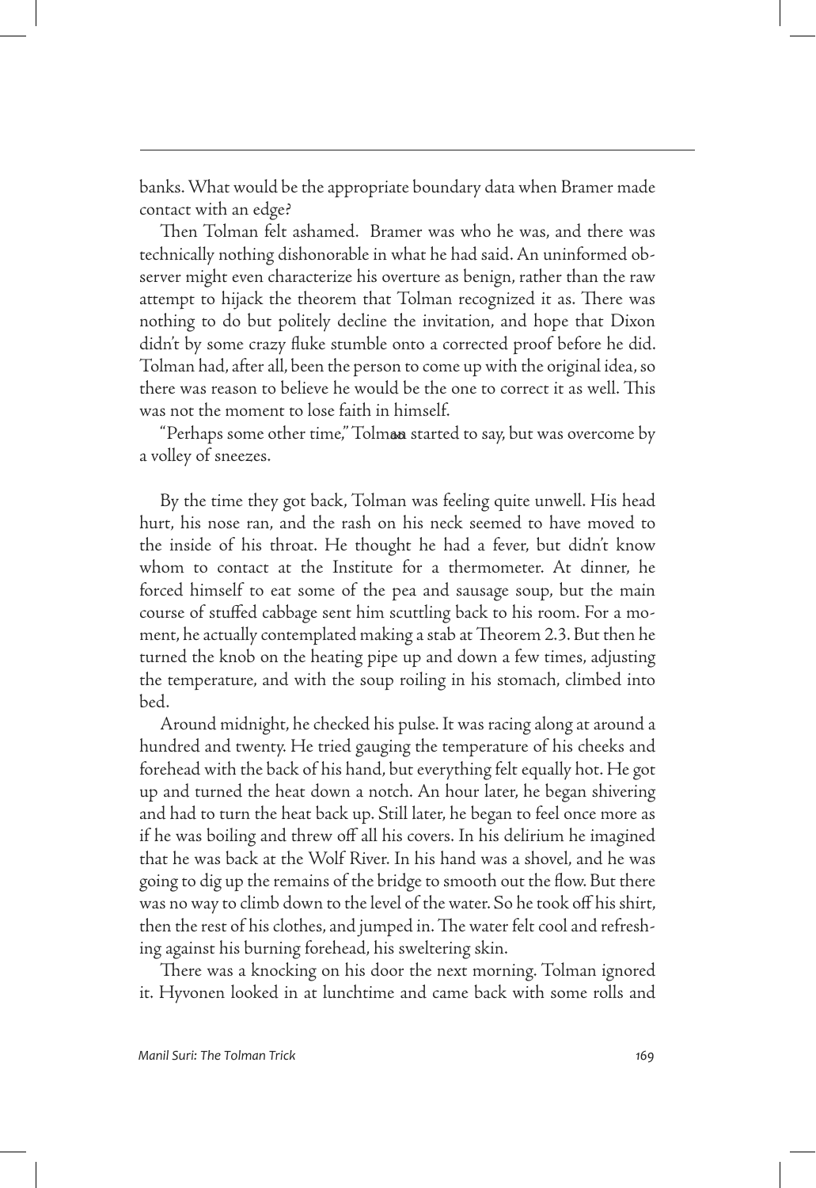banks. What would be the appropriate boundary data when Bramer made contact with an edge?

Then Tolman felt ashamed. Bramer was who he was, and there was technically nothing dishonorable in what he had said. An uninformed observer might even characterize his overture as benign, rather than the raw attempt to hijack the theorem that Tolman recognized it as. There was nothing to do but politely decline the invitation, and hope that Dixon didn't by some crazy fluke stumble onto a corrected proof before he did. Tolman had, after all, been the person to come up with the original idea, so there was reason to believe he would be the one to correct it as well. This was not the moment to lose faith in himself.

"Perhaps some other time," Tolman started to say, but was overcome by a volley of sneezes.

By the time they got back, Tolman was feeling quite unwell. His head hurt, his nose ran, and the rash on his neck seemed to have moved to the inside of his throat. He thought he had a fever, but didn't know whom to contact at the Institute for a thermometer. At dinner, he forced himself to eat some of the pea and sausage soup, but the main course of stuffed cabbage sent him scuttling back to his room. For a moment, he actually contemplated making a stab at Theorem 2.3. But then he turned the knob on the heating pipe up and down a few times, adjusting the temperature, and with the soup roiling in his stomach, climbed into bed.

Around midnight, he checked his pulse. It was racing along at around a hundred and twenty. He tried gauging the temperature of his cheeks and forehead with the back of his hand, but everything felt equally hot. He got up and turned the heat down a notch. An hour later, he began shivering and had to turn the heat back up. Still later, he began to feel once more as if he was boiling and threw off all his covers. In his delirium he imagined that he was back at the Wolf River. In his hand was a shovel, and he was going to dig up the remains of the bridge to smooth out the flow. But there was no way to climb down to the level of the water. So he took off his shirt, then the rest of his clothes, and jumped in. The water felt cool and refreshing against his burning forehead, his sweltering skin.

There was a knocking on his door the next morning. Tolman ignored it. Hyvonen looked in at lunchtime and came back with some rolls and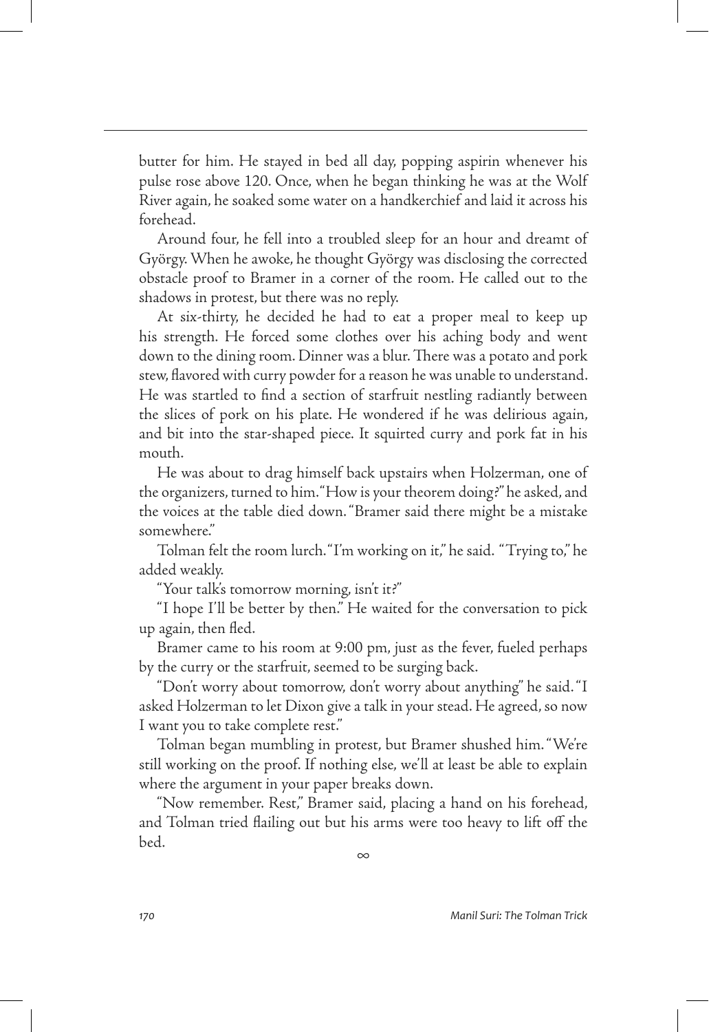butter for him. He stayed in bed all day, popping aspirin whenever his pulse rose above 120. Once, when he began thinking he was at the Wolf River again, he soaked some water on a handkerchief and laid it across his forehead.

Around four, he fell into a troubled sleep for an hour and dreamt of György. When he awoke, he thought György was disclosing the corrected obstacle proof to Bramer in a corner of the room. He called out to the shadows in protest, but there was no reply.

At six-thirty, he decided he had to eat a proper meal to keep up his strength. He forced some clothes over his aching body and went down to the dining room. Dinner was a blur. There was a potato and pork stew, flavored with curry powder for a reason he was unable to understand. He was startled to find a section of starfruit nestling radiantly between the slices of pork on his plate. He wondered if he was delirious again, and bit into the star-shaped piece. It squirted curry and pork fat in his mouth.

He was about to drag himself back upstairs when Holzerman, one of the organizers, turned to him. "How is your theorem doing?" he asked, and the voices at the table died down. "Bramer said there might be a mistake somewhere."

Tolman felt the room lurch. "I'm working on it," he said. "Trying to," he added weakly.

"Your talk's tomorrow morning, isn't it?"

"I hope I'll be better by then." He waited for the conversation to pick up again, then fled.

Bramer came to his room at 9:00 pm, just as the fever, fueled perhaps by the curry or the starfruit, seemed to be surging back.

"Don't worry about tomorrow, don't worry about anything" he said. "I asked Holzerman to let Dixon give a talk in your stead. He agreed, so now I want you to take complete rest."

Tolman began mumbling in protest, but Bramer shushed him. "We're still working on the proof. If nothing else, we'll at least be able to explain where the argument in your paper breaks down.

"Now remember. Rest," Bramer said, placing a hand on his forehead, and Tolman tried flailing out but his arms were too heavy to lift off the bed.

∞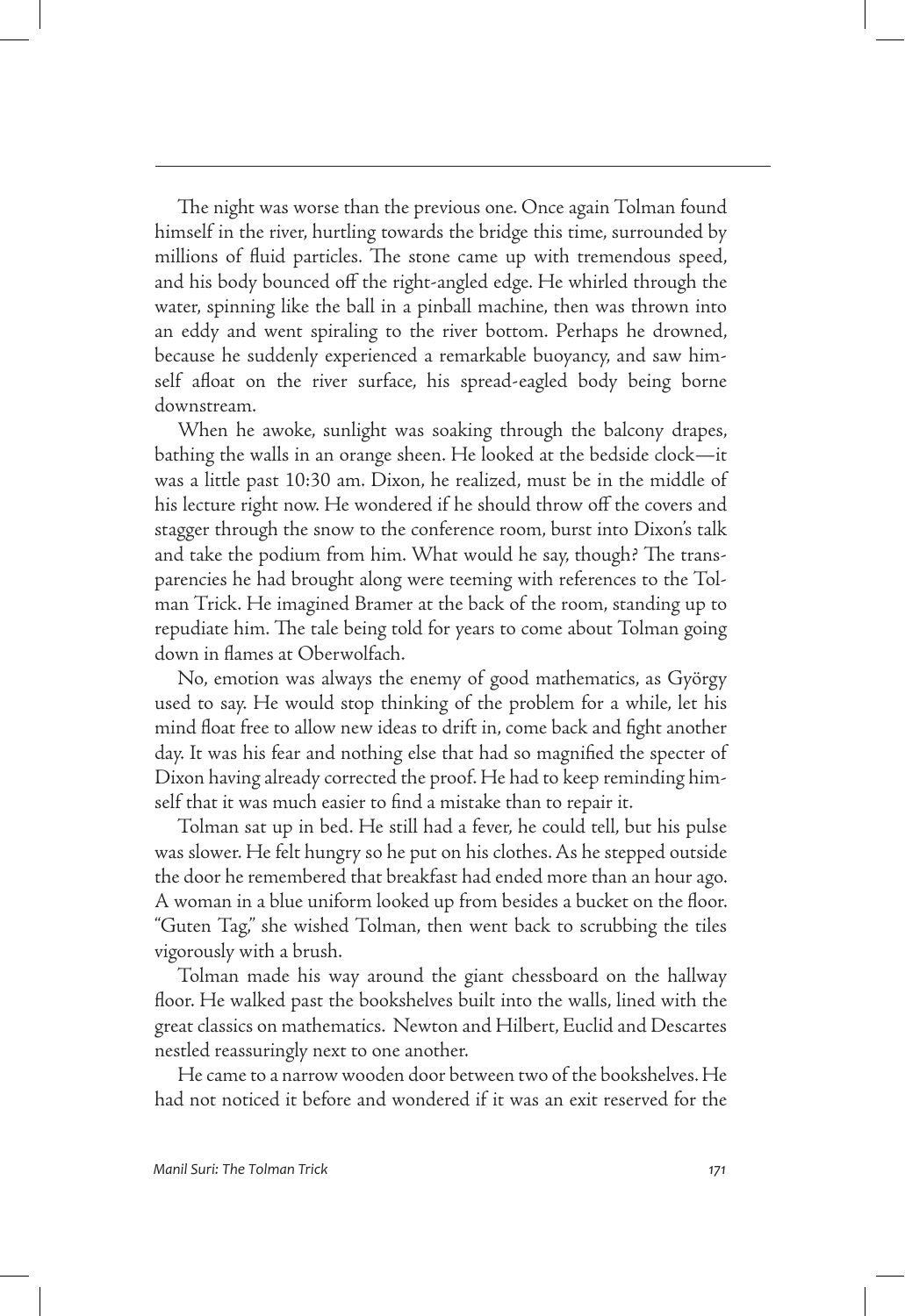The night was worse than the previous one. Once again Tolman found himself in the river, hurtling towards the bridge this time, surrounded by millions of fluid particles. The stone came up with tremendous speed, and his body bounced off the right-angled edge. He whirled through the water, spinning like the ball in a pinball machine, then was thrown into an eddy and went spiraling to the river bottom. Perhaps he drowned, because he suddenly experienced a remarkable buoyancy, and saw himself afloat on the river surface, his spread-eagled body being borne downstream.

When he awoke, sunlight was soaking through the balcony drapes, bathing the walls in an orange sheen. He looked at the bedside clock—it was a little past 10:30 am. Dixon, he realized, must be in the middle of his lecture right now. He wondered if he should throw off the covers and stagger through the snow to the conference room, burst into Dixon's talk and take the podium from him. What would he say, though? The transparencies he had brought along were teeming with references to the Tolman Trick. He imagined Bramer at the back of the room, standing up to repudiate him. The tale being told for years to come about Tolman going down in flames at Oberwolfach.

No, emotion was always the enemy of good mathematics, as György used to say. He would stop thinking of the problem for a while, let his mind float free to allow new ideas to drift in, come back and fight another day. It was his fear and nothing else that had so magnified the specter of Dixon having already corrected the proof. He had to keep reminding himself that it was much easier to find a mistake than to repair it.

Tolman sat up in bed. He still had a fever, he could tell, but his pulse was slower. He felt hungry so he put on his clothes. As he stepped outside the door he remembered that breakfast had ended more than an hour ago. A woman in a blue uniform looked up from besides a bucket on the floor. "Guten Tag," she wished Tolman, then went back to scrubbing the tiles vigorously with a brush.

Tolman made his way around the giant chessboard on the hallway floor. He walked past the bookshelves built into the walls, lined with the great classics on mathematics. Newton and Hilbert, Euclid and Descartes nestled reassuringly next to one another.

He came to a narrow wooden door between two of the bookshelves. He had not noticed it before and wondered if it was an exit reserved for the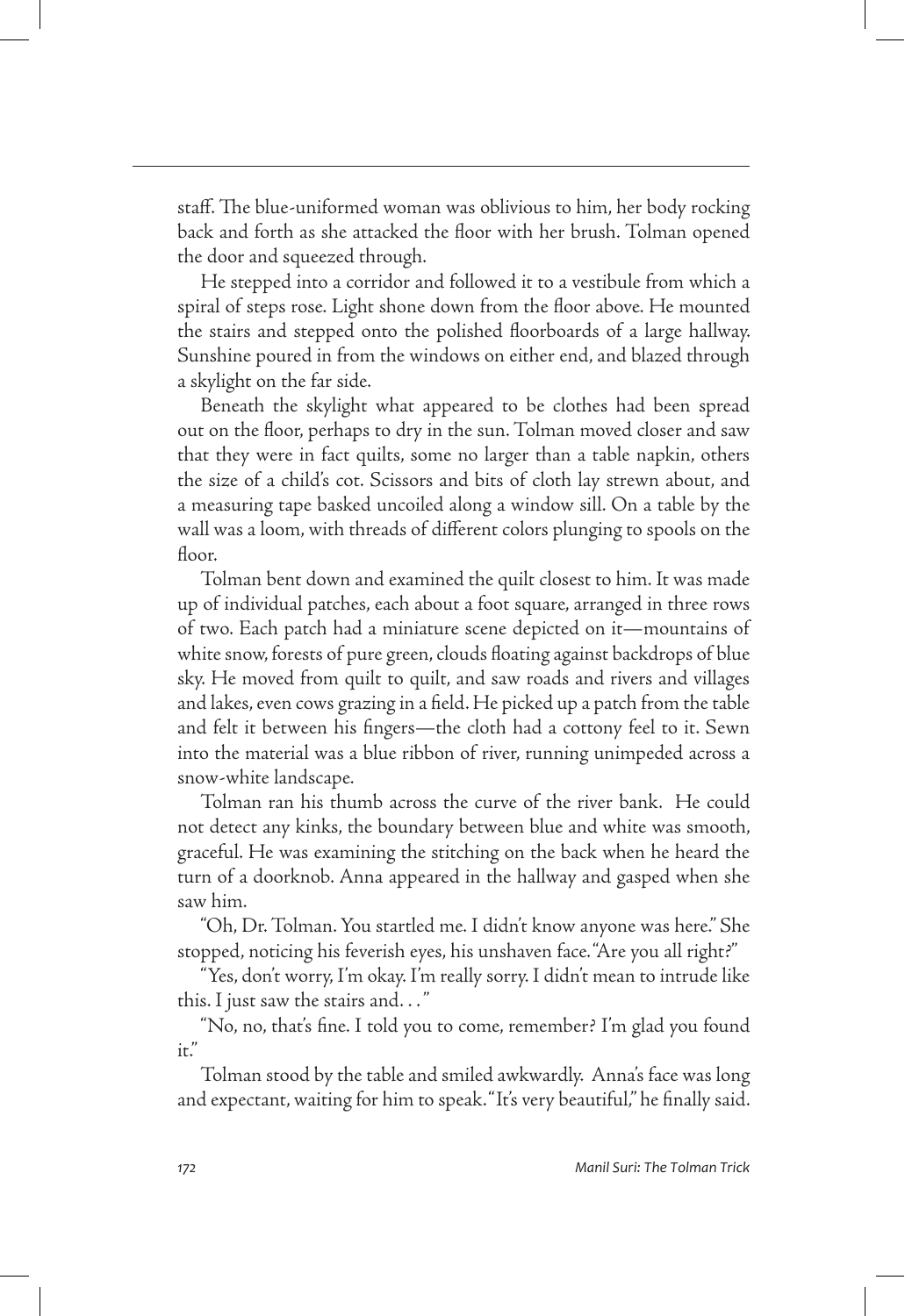staff. The blue-uniformed woman was oblivious to him, her body rocking back and forth as she attacked the floor with her brush. Tolman opened the door and squeezed through.

He stepped into a corridor and followed it to a vestibule from which a spiral of steps rose. Light shone down from the floor above. He mounted the stairs and stepped onto the polished floorboards of a large hallway. Sunshine poured in from the windows on either end, and blazed through a skylight on the far side.

Beneath the skylight what appeared to be clothes had been spread out on the floor, perhaps to dry in the sun. Tolman moved closer and saw that they were in fact quilts, some no larger than a table napkin, others the size of a child's cot. Scissors and bits of cloth lay strewn about, and a measuring tape basked uncoiled along a window sill. On a table by the wall was a loom, with threads of different colors plunging to spools on the floor.

Tolman bent down and examined the quilt closest to him. It was made up of individual patches, each about a foot square, arranged in three rows of two. Each patch had a miniature scene depicted on it—mountains of white snow, forests of pure green, clouds floating against backdrops of blue sky. He moved from quilt to quilt, and saw roads and rivers and villages and lakes, even cows grazing in a field. He picked up a patch from the table and felt it between his fingers—the cloth had a cottony feel to it. Sewn into the material was a blue ribbon of river, running unimpeded across a snow-white landscape.

Tolman ran his thumb across the curve of the river bank. He could not detect any kinks, the boundary between blue and white was smooth, graceful. He was examining the stitching on the back when he heard the turn of a doorknob. Anna appeared in the hallway and gasped when she saw him.

"Oh, Dr. Tolman. You startled me. I didn't know anyone was here." She stopped, noticing his feverish eyes, his unshaven face. "Are you all right?"

"Yes, don't worry, I'm okay. I'm really sorry. I didn't mean to intrude like this. I just saw the stairs and. . ."

"No, no, that's fine. I told you to come, remember? I'm glad you found it."

Tolman stood by the table and smiled awkwardly. Anna's face was long and expectant, waiting for him to speak. "It's very beautiful," he finally said.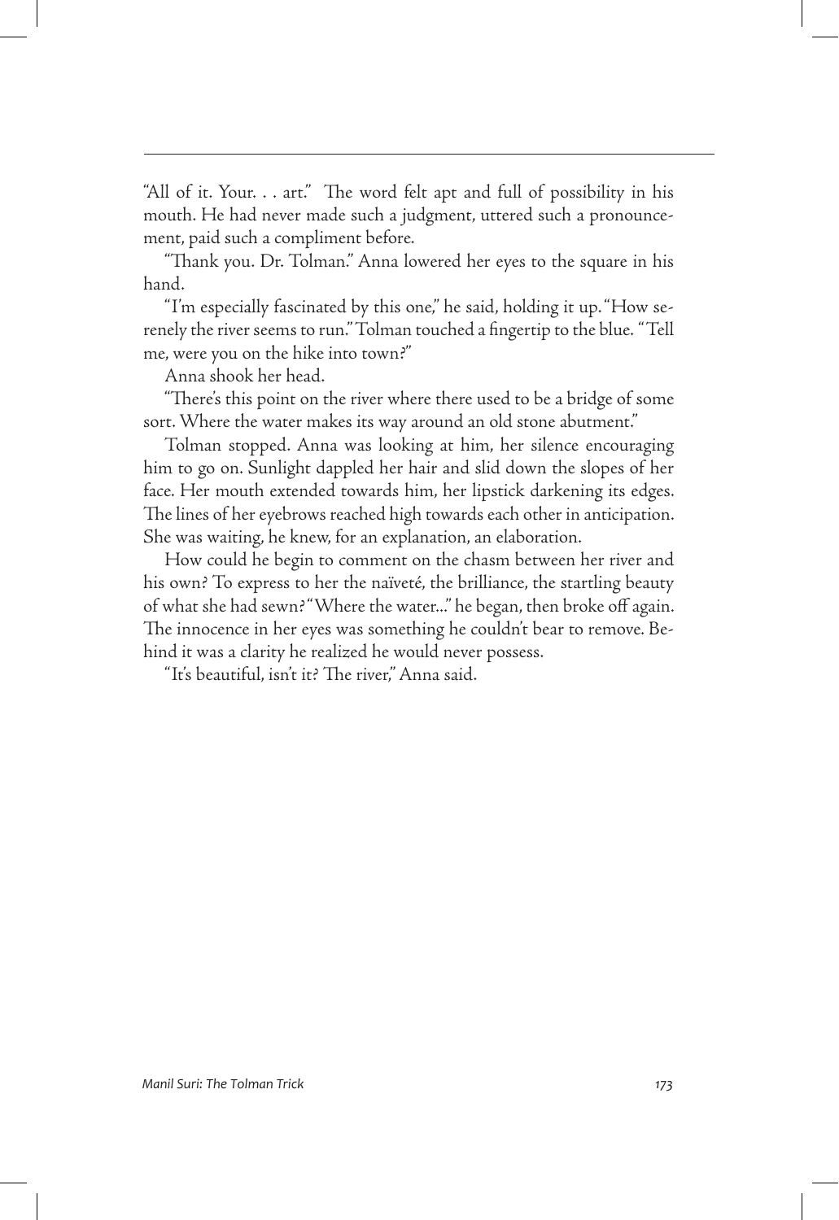"All of it. Your. . . art." The word felt apt and full of possibility in his mouth. He had never made such a judgment, uttered such a pronouncement, paid such a compliment before.

"Thank you. Dr. Tolman." Anna lowered her eyes to the square in his hand.

"I'm especially fascinated by this one," he said, holding it up. "How serenely the river seems to run." Tolman touched a fingertip to the blue. "Tell me, were you on the hike into town?"

Anna shook her head.

"There's this point on the river where there used to be a bridge of some sort. Where the water makes its way around an old stone abutment."

Tolman stopped. Anna was looking at him, her silence encouraging him to go on. Sunlight dappled her hair and slid down the slopes of her face. Her mouth extended towards him, her lipstick darkening its edges. The lines of her eyebrows reached high towards each other in anticipation. She was waiting, he knew, for an explanation, an elaboration.

How could he begin to comment on the chasm between her river and his own? To express to her the naïveté, the brilliance, the startling beauty of what she had sewn? "Where the water..." he began, then broke off again. The innocence in her eyes was something he couldn't bear to remove. Behind it was a clarity he realized he would never possess.

"It's beautiful, isn't it? The river," Anna said.